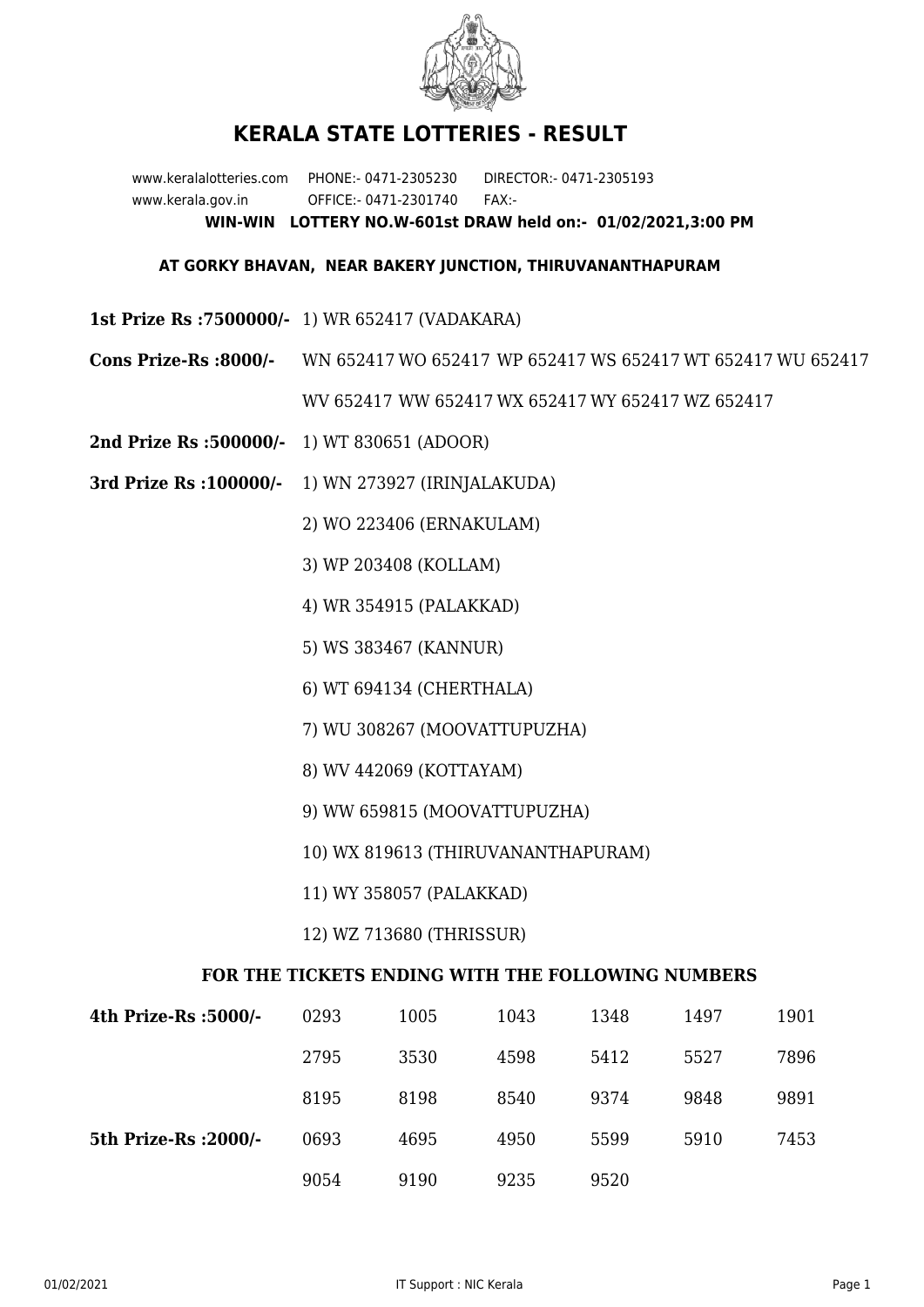# KERALA STATE LOTTERIES - RESULT

www.keralalotteries.com PHONE:- 0471-2305230 DIRECTOR:- 0471-2305193
www.kerala.gov.in OFFICE:- 0471-2301740 FAX:-

**WIN-WIN LOTTERY NO.W-601st DRAW held on:- 01/02/2021,3:00 PM**

**AT GORKY BHAVAN, NEAR BAKERY JUNCTION, THIRUVANANTHAPURAM**

**1st Prize Rs :7500000/-** 1) WR 652417 (VADAKARA)

**Cons Prize-Rs :8000/-** WN 652417 WO 652417 WP 652417 WS 652417 WT 652417 WU 652417 WV 652417 WW 652417 WX 652417 WY 652417 WZ 652417

**2nd Prize Rs :500000/-** 1) WT 830651 (ADOOR)

**3rd Prize Rs :100000/-**

1) WN 273927 (IRINJALAKUDA)
2) WO 223406 (ERNAKULAM)
3) WP 203408 (KOLLAM)
4) WR 354915 (PALAKKAD)
5) WS 383467 (KANNUR)
6) WT 694134 (CHERTHALA)
7) WU 308267 (MOOVATTUPUZHA)
8) WV 442069 (KOTTAYAM)
9) WW 659815 (MOOVATTUPUZHA)
10) WX 819613 (THIRUVANANTHAPURAM)
11) WY 358057 (PALAKKAD)
12) WZ 713680 (THRISSUR)

## FOR THE TICKETS ENDING WITH THE FOLLOWING NUMBERS

| | | | | | | |
|---|---|---|---|---|---|---|
| **4th Prize-Rs :5000/-** | 0293 | 1005 | 1043 | 1348 | 1497 | 1901 |
| | 2795 | 3530 | 4598 | 5412 | 5527 | 7896 |
| | 8195 | 8198 | 8540 | 9374 | 9848 | 9891 |
| **5th Prize-Rs :2000/-** | 0693 | 4695 | 4950 | 5599 | 5910 | 7453 |
| | 9054 | 9190 | 9235 | 9520 | | |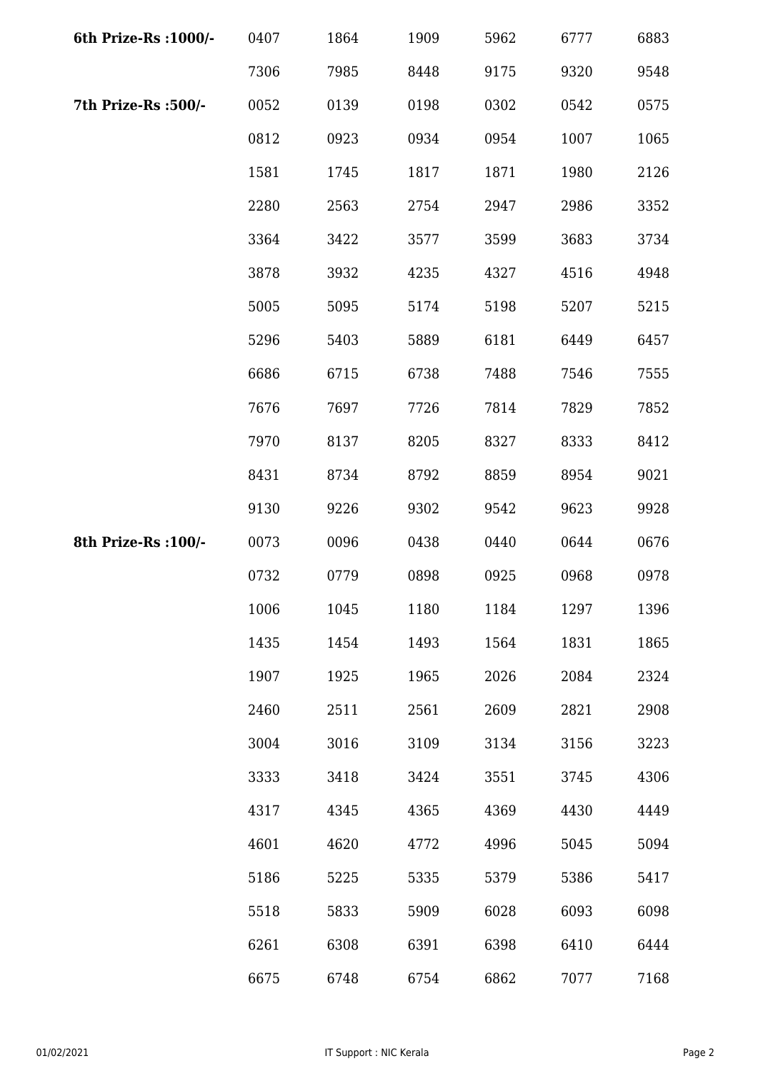| | | | | | | |
|---|---|---|---|---|---|---|
| **6th Prize-Rs :1000/-** | 0407 | 1864 | 1909 | 5962 | 6777 | 6883 |
| | 7306 | 7985 | 8448 | 9175 | 9320 | 9548 |
| **7th Prize-Rs :500/-** | 0052 | 0139 | 0198 | 0302 | 0542 | 0575 |
| | 0812 | 0923 | 0934 | 0954 | 1007 | 1065 |
| | 1581 | 1745 | 1817 | 1871 | 1980 | 2126 |
| | 2280 | 2563 | 2754 | 2947 | 2986 | 3352 |
| | 3364 | 3422 | 3577 | 3599 | 3683 | 3734 |
| | 3878 | 3932 | 4235 | 4327 | 4516 | 4948 |
| | 5005 | 5095 | 5174 | 5198 | 5207 | 5215 |
| | 5296 | 5403 | 5889 | 6181 | 6449 | 6457 |
| | 6686 | 6715 | 6738 | 7488 | 7546 | 7555 |
| | 7676 | 7697 | 7726 | 7814 | 7829 | 7852 |
| | 7970 | 8137 | 8205 | 8327 | 8333 | 8412 |
| | 8431 | 8734 | 8792 | 8859 | 8954 | 9021 |
| | 9130 | 9226 | 9302 | 9542 | 9623 | 9928 |
| **8th Prize-Rs :100/-** | 0073 | 0096 | 0438 | 0440 | 0644 | 0676 |
| | 0732 | 0779 | 0898 | 0925 | 0968 | 0978 |
| | 1006 | 1045 | 1180 | 1184 | 1297 | 1396 |
| | 1435 | 1454 | 1493 | 1564 | 1831 | 1865 |
| | 1907 | 1925 | 1965 | 2026 | 2084 | 2324 |
| | 2460 | 2511 | 2561 | 2609 | 2821 | 2908 |
| | 3004 | 3016 | 3109 | 3134 | 3156 | 3223 |
| | 3333 | 3418 | 3424 | 3551 | 3745 | 4306 |
| | 4317 | 4345 | 4365 | 4369 | 4430 | 4449 |
| | 4601 | 4620 | 4772 | 4996 | 5045 | 5094 |
| | 5186 | 5225 | 5335 | 5379 | 5386 | 5417 |
| | 5518 | 5833 | 5909 | 6028 | 6093 | 6098 |
| | 6261 | 6308 | 6391 | 6398 | 6410 | 6444 |
| | 6675 | 6748 | 6754 | 6862 | 7077 | 7168 |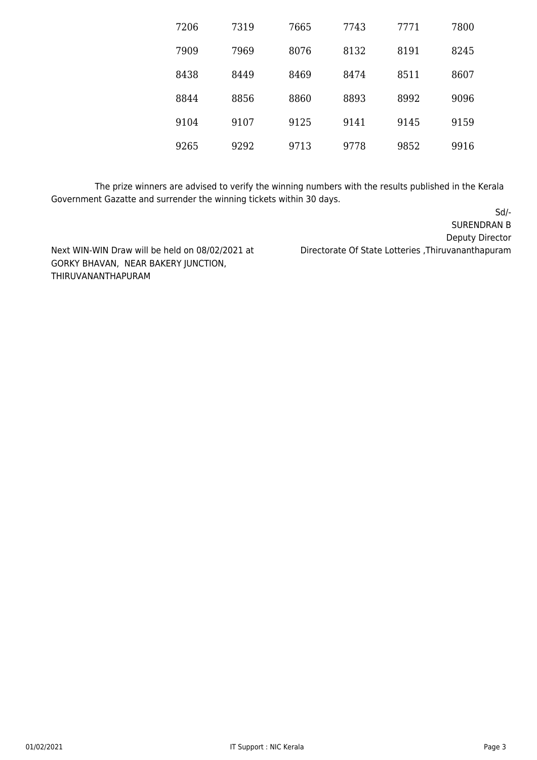| | | | | | |
|---|---|---|---|---|---|
| 7206 | 7319 | 7665 | 7743 | 7771 | 7800 |
| 7909 | 7969 | 8076 | 8132 | 8191 | 8245 |
| 8438 | 8449 | 8469 | 8474 | 8511 | 8607 |
| 8844 | 8856 | 8860 | 8893 | 8992 | 9096 |
| 9104 | 9107 | 9125 | 9141 | 9145 | 9159 |
| 9265 | 9292 | 9713 | 9778 | 9852 | 9916 |

The prize winners are advised to verify the winning numbers with the results published in the Kerala Government Gazatte and surrender the winning tickets within 30 days.

Sd/-
SURENDRAN B
Deputy Director
Directorate Of State Lotteries ,Thiruvananthapuram

Next WIN-WIN Draw will be held on 08/02/2021 at GORKY BHAVAN, NEAR BAKERY JUNCTION, THIRUVANANTHAPURAM